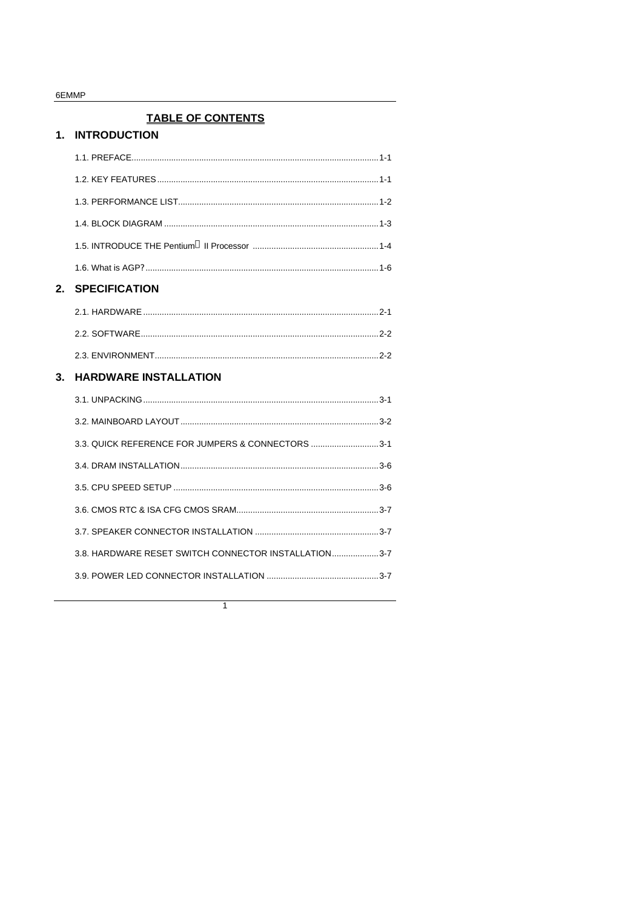## TABLE OF CONTENTS

### 1. INTRODUCTION

1.1. PREFACE.........................................................................................1-1

1.2. KEY FEATURES..............................................................................1-1

1.3. PERFORMANCE LIST.....................................................................1-2

1.4. BLOCK DIAGRAM ...........................................................................1-3

1.5. INTRODUCE THE Pentium II Processor ......................................................1-4

1.6. What is AGP?..................................................................................1-6

### 2. SPECIFICATION

2.1. HARDWARE....................................................................................2-1

2.2. SOFTWARE.....................................................................................2-2

2.3. ENVIRONMENT...............................................................................2-2

### 3. HARDWARE INSTALLATION

3.1. UNPACKING....................................................................................3-1

3.2. MAINBOARD LAYOUT....................................................................3-2

3.3. QUICK REFERENCE FOR JUMPERS & CONNECTORS .............................3-1

3.4. DRAM INSTALLATION....................................................................3-6

3.5. CPU SPEED SETUP .......................................................................3-6

3.6. CMOS RTC & ISA CFG CMOS SRAM............................................................3-7

3.7. SPEAKER CONNECTOR INSTALLATION ....................................................3-7

3.8. HARDWARE RESET SWITCH CONNECTOR INSTALLATION....................3-7

3.9. POWER LED CONNECTOR INSTALLATION ...............................................3-7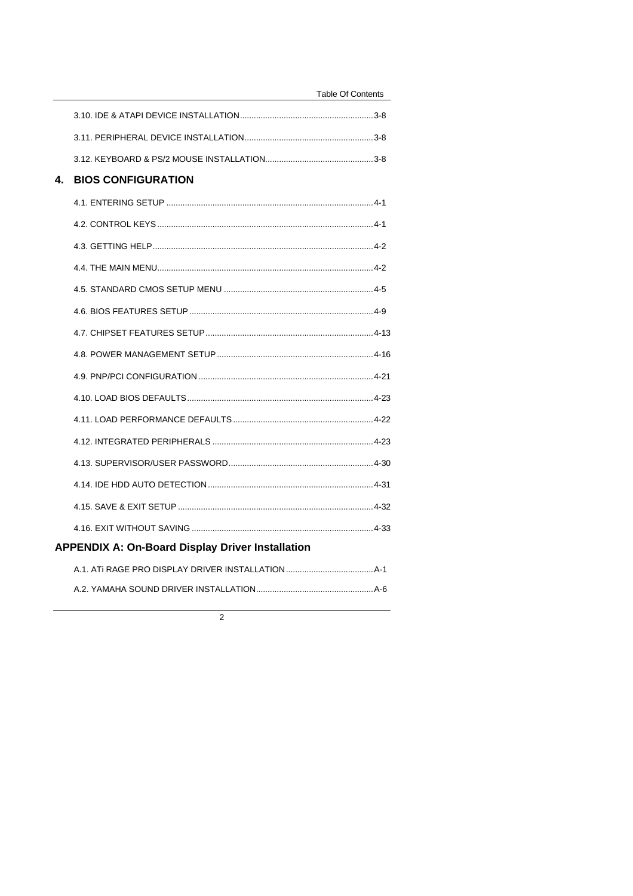3.10. IDE & ATAPI DEVICE INSTALLATION.........................................................3-8

3.11. PERIPHERAL DEVICE INSTALLATION.......................................................3-8

3.12. KEYBOARD & PS/2 MOUSE INSTALLATION..............................................3-8

## 4. BIOS CONFIGURATION

4.1. ENTERING SETUP .........................................................................................4-1

4.2. CONTROL KEYS.............................................................................................4-1

4.3. GETTING HELP...............................................................................................4-2

4.4. THE MAIN MENU.............................................................................................4-2

4.5. STANDARD CMOS SETUP MENU ................................................................4-5

4.6. BIOS FEATURES SETUP ...............................................................................4-9

4.7. CHIPSET FEATURES SETUP........................................................................4-13

4.8. POWER MANAGEMENT SETUP...................................................................4-16

4.9. PNP/PCI CONFIGURATION ...........................................................................4-21

4.10. LOAD BIOS DEFAULTS................................................................................4-23

4.11. LOAD PERFORMANCE DEFAULTS............................................................4-22

4.12. INTEGRATED PERIPHERALS .....................................................................4-23

4.13. SUPERVISOR/USER PASSWORD..............................................................4-30

4.14. IDE HDD AUTO DETECTION.......................................................................4-31

4.15. SAVE & EXIT SETUP ....................................................................................4-32

4.16. EXIT WITHOUT SAVING ..............................................................................4-33

## APPENDIX A: On-Board Display Driver Installation

A.1. ATi RAGE PRO DISPLAY DRIVER INSTALLATION......................................A-1

A.2. YAMAHA SOUND DRIVER INSTALLATION..................................................A-6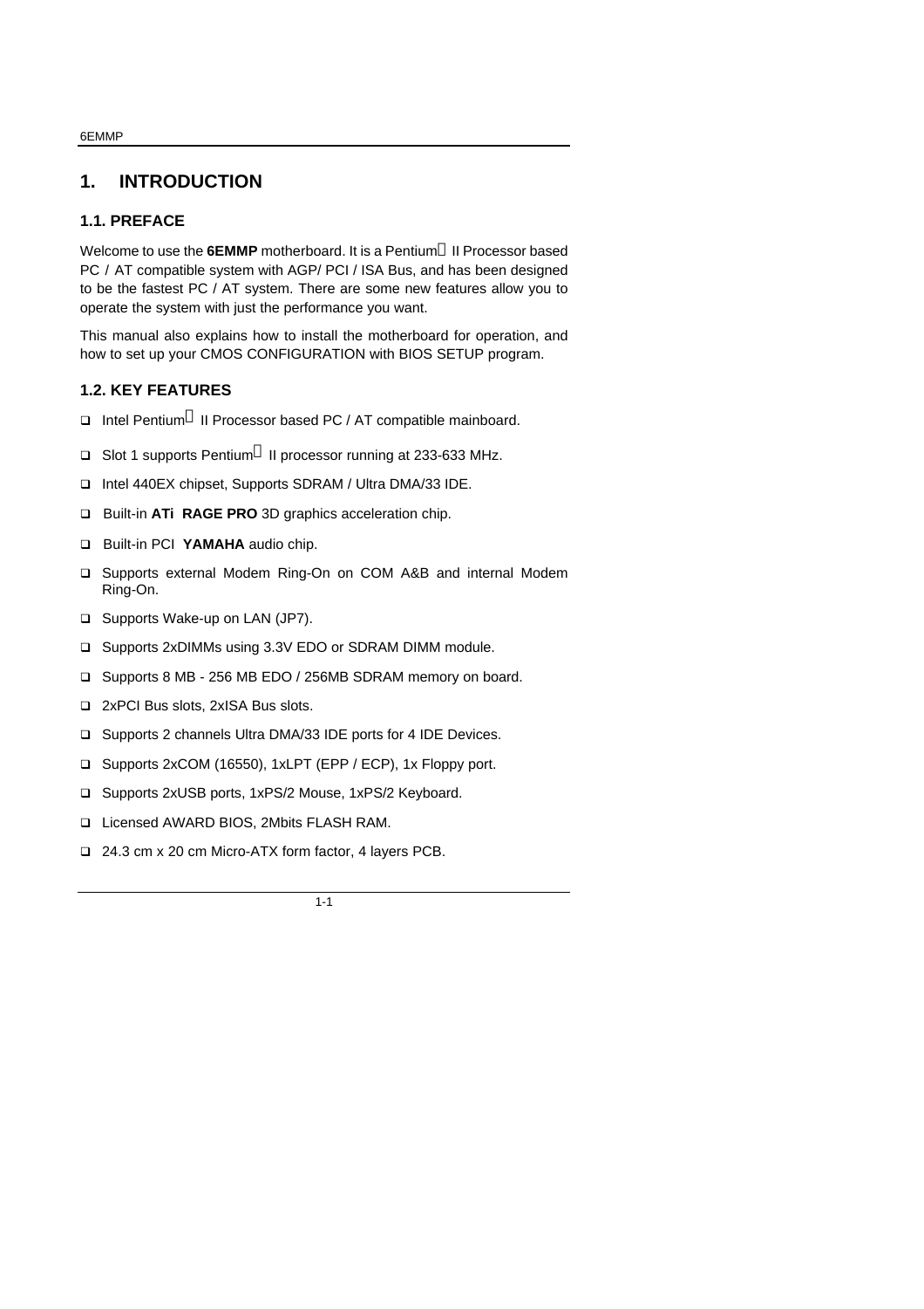# 1. INTRODUCTION

## 1.1. PREFACE

Welcome to use the **6EMMP** motherboard. It is a Pentium II Processor based PC / AT compatible system with AGP/ PCI / ISA Bus, and has been designed to be the fastest PC / AT system. There are some new features allow you to operate the system with just the performance you want.

This manual also explains how to install the motherboard for operation, and how to set up your CMOS CONFIGURATION with BIOS SETUP program.

## 1.2. KEY FEATURES

- Intel Pentium II Processor based PC / AT compatible mainboard.
- Slot 1 supports Pentium II processor running at 233-633 MHz.
- Intel 440EX chipset, Supports SDRAM / Ultra DMA/33 IDE.
- Built-in **ATi RAGE PRO** 3D graphics acceleration chip.
- Built-in PCI **YAMAHA** audio chip.
- Supports external Modem Ring-On on COM A&B and internal Modem Ring-On.
- Supports Wake-up on LAN (JP7).
- Supports 2xDIMMs using 3.3V EDO or SDRAM DIMM module.
- Supports 8 MB - 256 MB EDO / 256MB SDRAM memory on board.
- 2xPCI Bus slots, 2xISA Bus slots.
- Supports 2 channels Ultra DMA/33 IDE ports for 4 IDE Devices.
- Supports 2xCOM (16550), 1xLPT (EPP / ECP), 1x Floppy port.
- Supports 2xUSB ports, 1xPS/2 Mouse, 1xPS/2 Keyboard.
- Licensed AWARD BIOS, 2Mbits FLASH RAM.
- 24.3 cm x 20 cm Micro-ATX form factor, 4 layers PCB.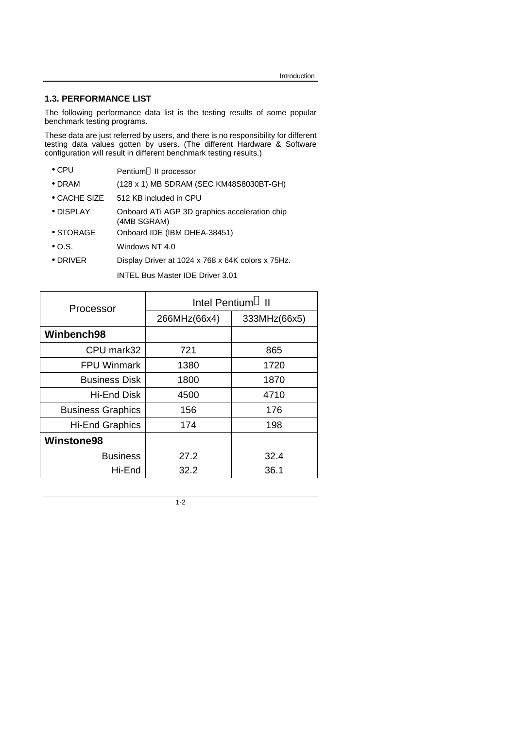## 1.3. PERFORMANCE LIST

The following performance data list is the testing results of some popular benchmark testing programs.

These data are just referred by users, and there is no responsibility for different testing data values gotten by users. (The different Hardware & Software configuration will result in different benchmark testing results.)

- CPU — Pentium II processor
- DRAM — (128 x 1) MB SDRAM (SEC KM48S8030BT-GH)
- CACHE SIZE — 512 KB included in CPU
- DISPLAY — Onboard ATi AGP 3D graphics acceleration chip (4MB SGRAM)
- STORAGE — Onboard IDE (IBM DHEA-38451)
- O.S. — Windows NT 4.0
- DRIVER — Display Driver at 1024 x 768 x 64K colors x 75Hz.
  INTEL Bus Master IDE Driver 3.01

| Processor | Intel Pentium II | |
|---|---|---|
| | 266MHz(66x4) | 333MHz(66x5) |
| **Winbench98** | | |
| CPU mark32 | 721 | 865 |
| FPU Winmark | 1380 | 1720 |
| Business Disk | 1800 | 1870 |
| Hi-End Disk | 4500 | 4710 |
| Business Graphics | 156 | 176 |
| Hi-End Graphics | 174 | 198 |
| **Winstone98** | | |
| Business | 27.2 | 32.4 |
| Hi-End | 32.2 | 36.1 |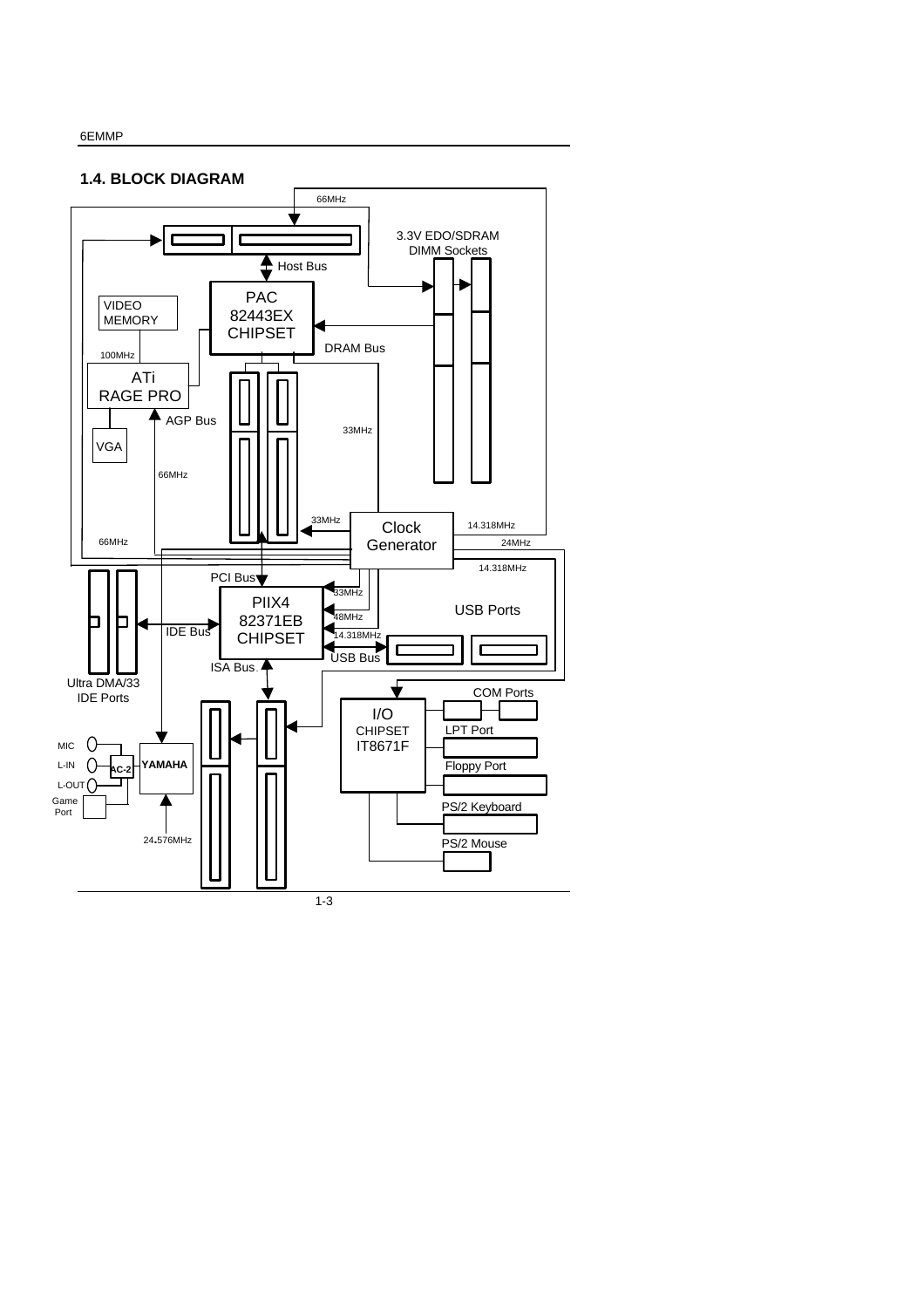## 1.4. BLOCK DIAGRAM

66MHz

3.3V EDO/SDRAM DIMM Sockets

Host Bus

PAC 82443EX CHIPSET

VIDEO MEMORY

DRAM Bus

100MHz

ATi RAGE PRO

AGP Bus

33MHz

VGA

66MHz

33MHz

Clock Generator

14.318MHz

66MHz

24MHz

14.318MHz

PCI Bus

33MHz

PIIX4 82371EB CHIPSET

USB Ports

48MHz

IDE Bus

14.318MHz

USB Bus

ISA Bus

Ultra DMA/33 IDE Ports

COM Ports

I/O CHIPSET IT8671F

LPT Port

MIC

L-IN

AC-2

YAMAHA

Floppy Port

L-OUT

Game Port

PS/2 Keyboard

24.576MHz

PS/2 Mouse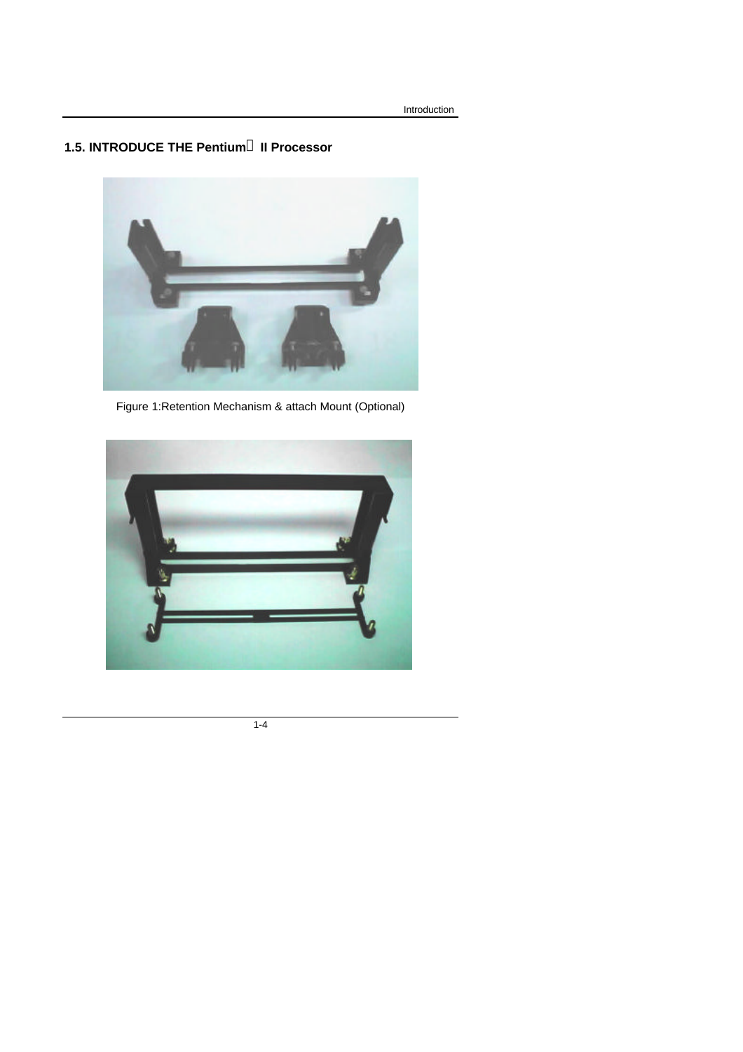## 1.5. INTRODUCE THE Pentium II Processor

Figure 1:Retention Mechanism & attach Mount (Optional)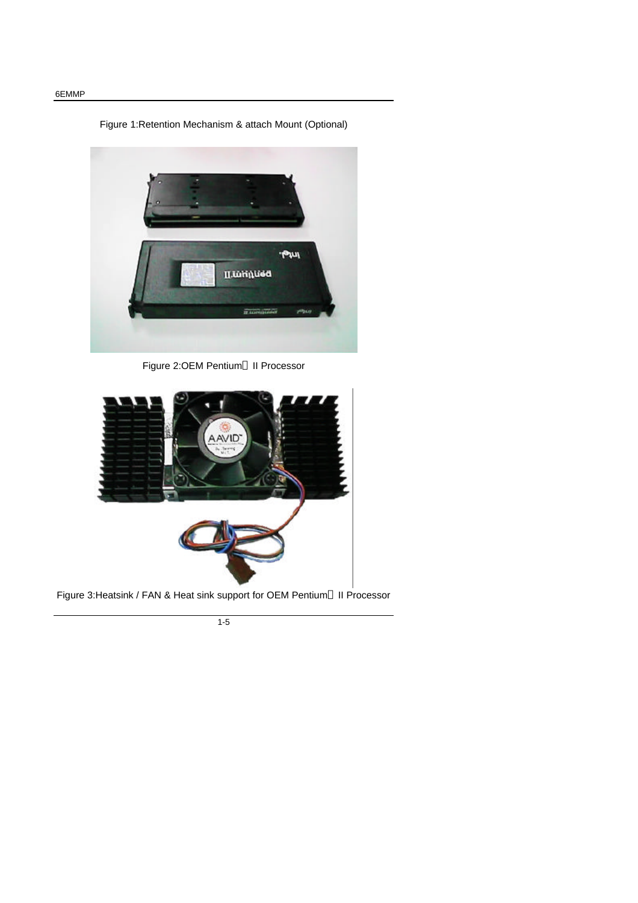Figure 1:Retention Mechanism & attach Mount (Optional)

Figure 2:OEM Pentium II Processor

Figure 3:Heatsink / FAN & Heat sink support for OEM Pentium II Processor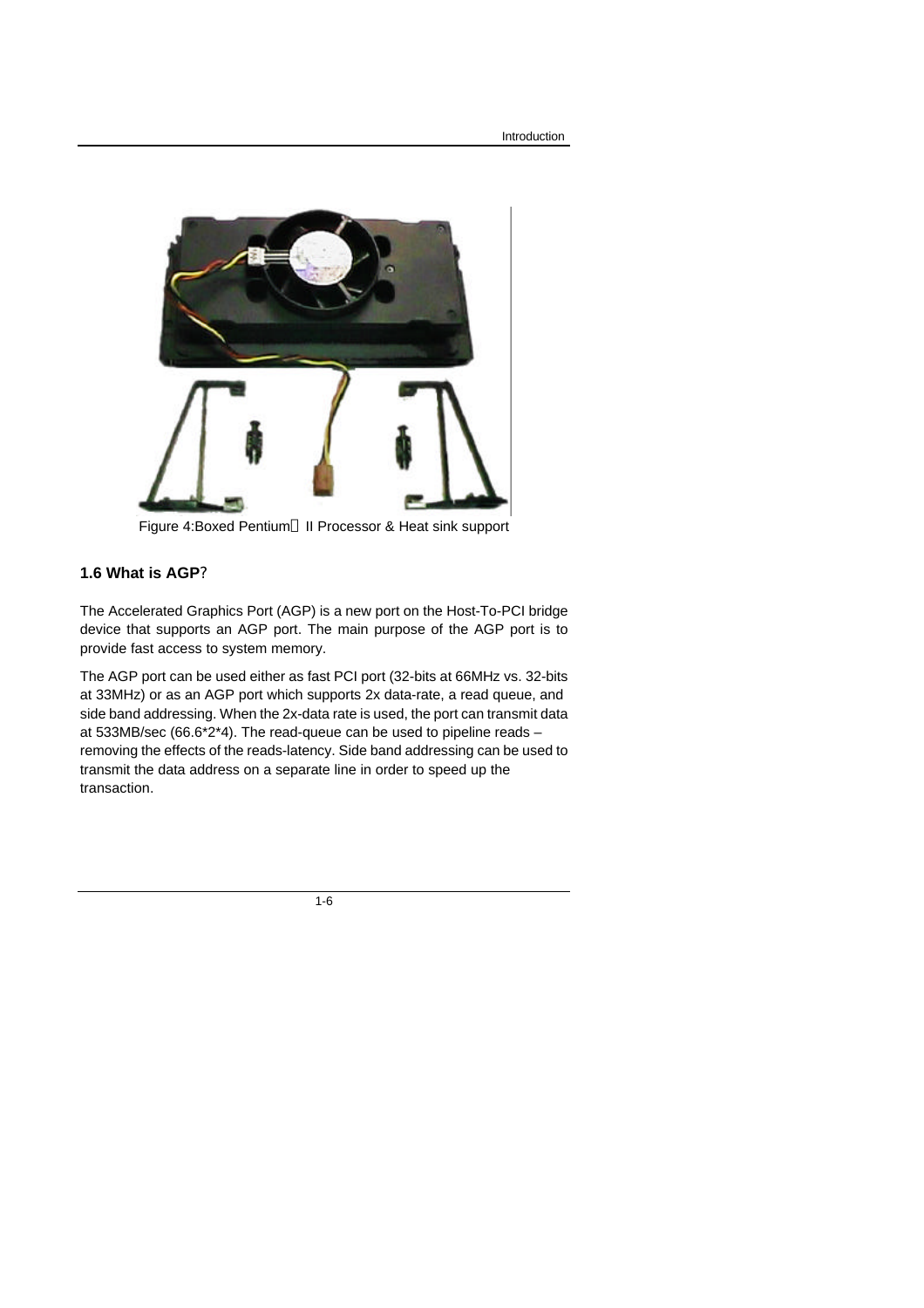Figure 4:Boxed Pentium II Processor & Heat sink support

### 1.6 What is AGP?

The Accelerated Graphics Port (AGP) is a new port on the Host-To-PCI bridge device that supports an AGP port. The main purpose of the AGP port is to provide fast access to system memory.

The AGP port can be used either as fast PCI port (32-bits at 66MHz vs. 32-bits at 33MHz) or as an AGP port which supports 2x data-rate, a read queue, and side band addressing. When the 2x-data rate is used, the port can transmit data at 533MB/sec (66.6*2*4). The read-queue can be used to pipeline reads – removing the effects of the reads-latency. Side band addressing can be used to transmit the data address on a separate line in order to speed up the transaction.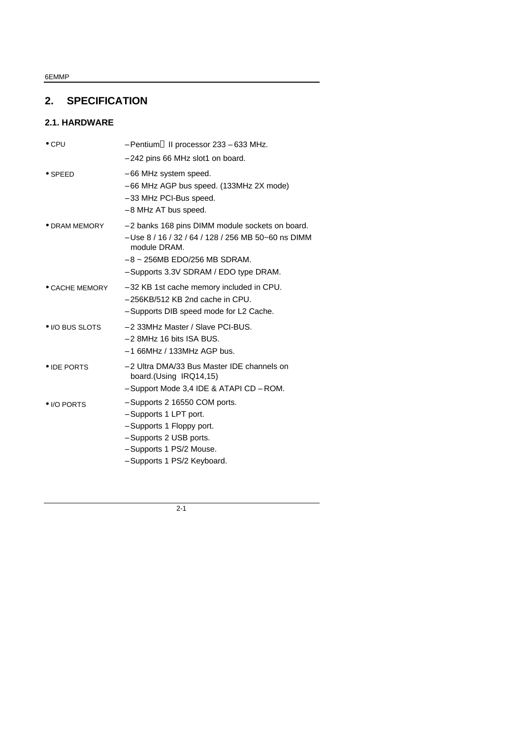## 2. SPECIFICATION

### 2.1. HARDWARE

| | |
|---|---|
| • CPU | – Pentium II processor 233 – 633 MHz.<br>– 242 pins 66 MHz slot1 on board. |
| • SPEED | – 66 MHz system speed.<br>– 66 MHz AGP bus speed. (133MHz 2X mode)<br>– 33 MHz PCI-Bus speed.<br>– 8 MHz AT bus speed. |
| • DRAM MEMORY | – 2 banks 168 pins DIMM module sockets on board.<br>– Use 8 / 16 / 32 / 64 / 128 / 256 MB 50~60 ns DIMM module DRAM.<br>– 8 ~ 256MB EDO/256 MB SDRAM.<br>– Supports 3.3V SDRAM / EDO type DRAM. |
| • CACHE MEMORY | – 32 KB 1st cache memory included in CPU.<br>– 256KB/512 KB 2nd cache in CPU.<br>– Supports DIB speed mode for L2 Cache. |
| • I/O BUS SLOTS | – 2 33MHz Master / Slave PCI-BUS.<br>– 2 8MHz 16 bits ISA BUS.<br>– 1 66MHz / 133MHz AGP bus. |
| • IDE PORTS | – 2 Ultra DMA/33 Bus Master IDE channels on board.(Using IRQ14,15)<br>– Support Mode 3,4 IDE & ATAPI CD – ROM. |
| • I/O PORTS | – Supports 2 16550 COM ports.<br>– Supports 1 LPT port.<br>– Supports 1 Floppy port.<br>– Supports 2 USB ports.<br>– Supports 1 PS/2 Mouse.<br>– Supports 1 PS/2 Keyboard. |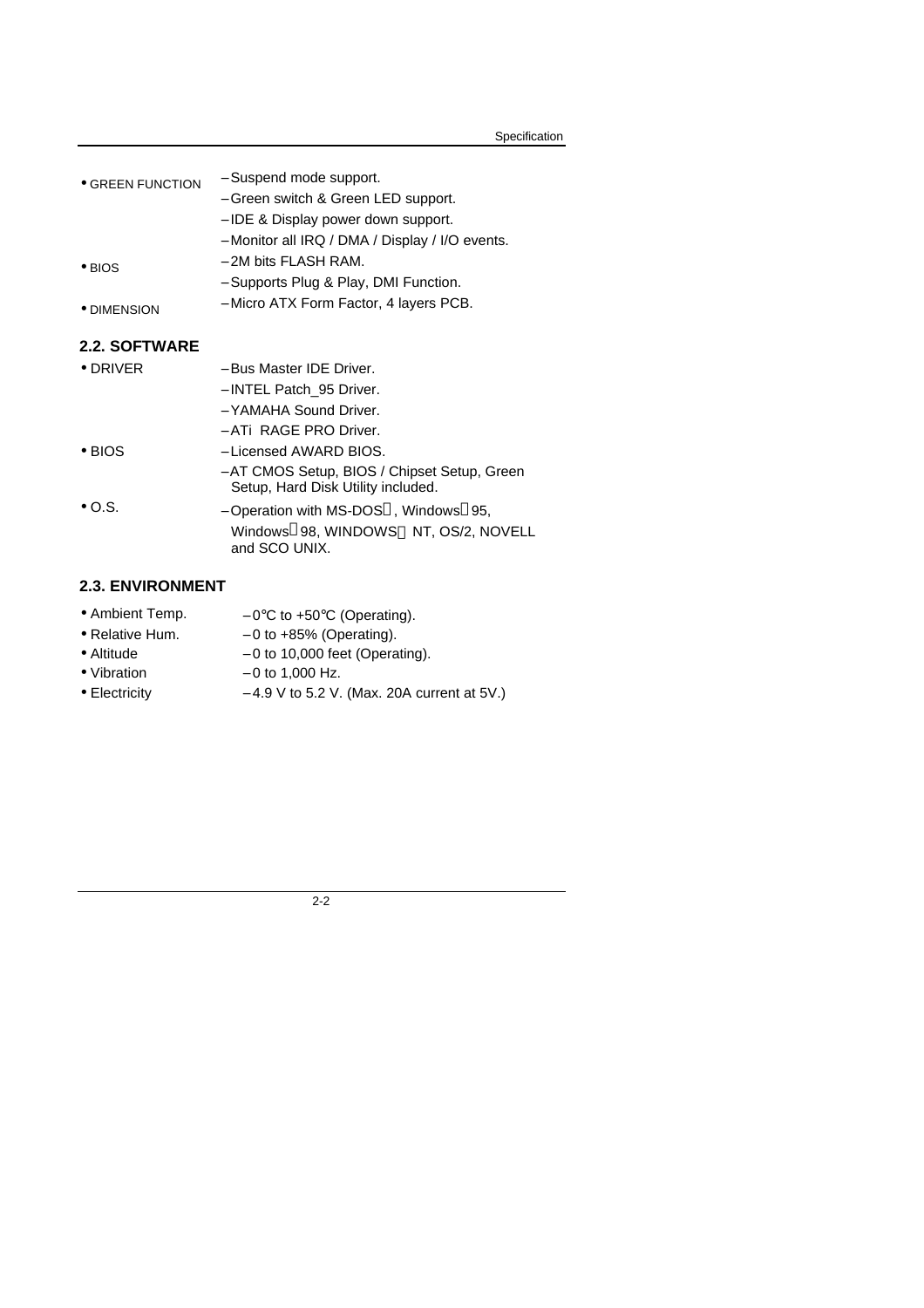- GREEN FUNCTION
  - Suspend mode support.
  - Green switch & Green LED support.
  - IDE & Display power down support.
  - Monitor all IRQ / DMA / Display / I/O events.
- BIOS
  - 2M bits FLASH RAM.
  - Supports Plug & Play, DMI Function.
- DIMENSION
  - Micro ATX Form Factor, 4 layers PCB.

## 2.2. SOFTWARE

- DRIVER
  - Bus Master IDE Driver.
  - INTEL Patch_95 Driver.
  - YAMAHA Sound Driver.
  - ATi RAGE PRO Driver.
- BIOS
  - Licensed AWARD BIOS.
  - AT CMOS Setup, BIOS / Chipset Setup, Green Setup, Hard Disk Utility included.
- O.S.
  - Operation with MS-DOS, Windows 95, Windows 98, WINDOWS NT, OS/2, NOVELL and SCO UNIX.

## 2.3. ENVIRONMENT

- Ambient Temp. – 0°C to +50°C (Operating).
- Relative Hum. – 0 to +85% (Operating).
- Altitude – 0 to 10,000 feet (Operating).
- Vibration – 0 to 1,000 Hz.
- Electricity – 4.9 V to 5.2 V. (Max. 20A current at 5V.)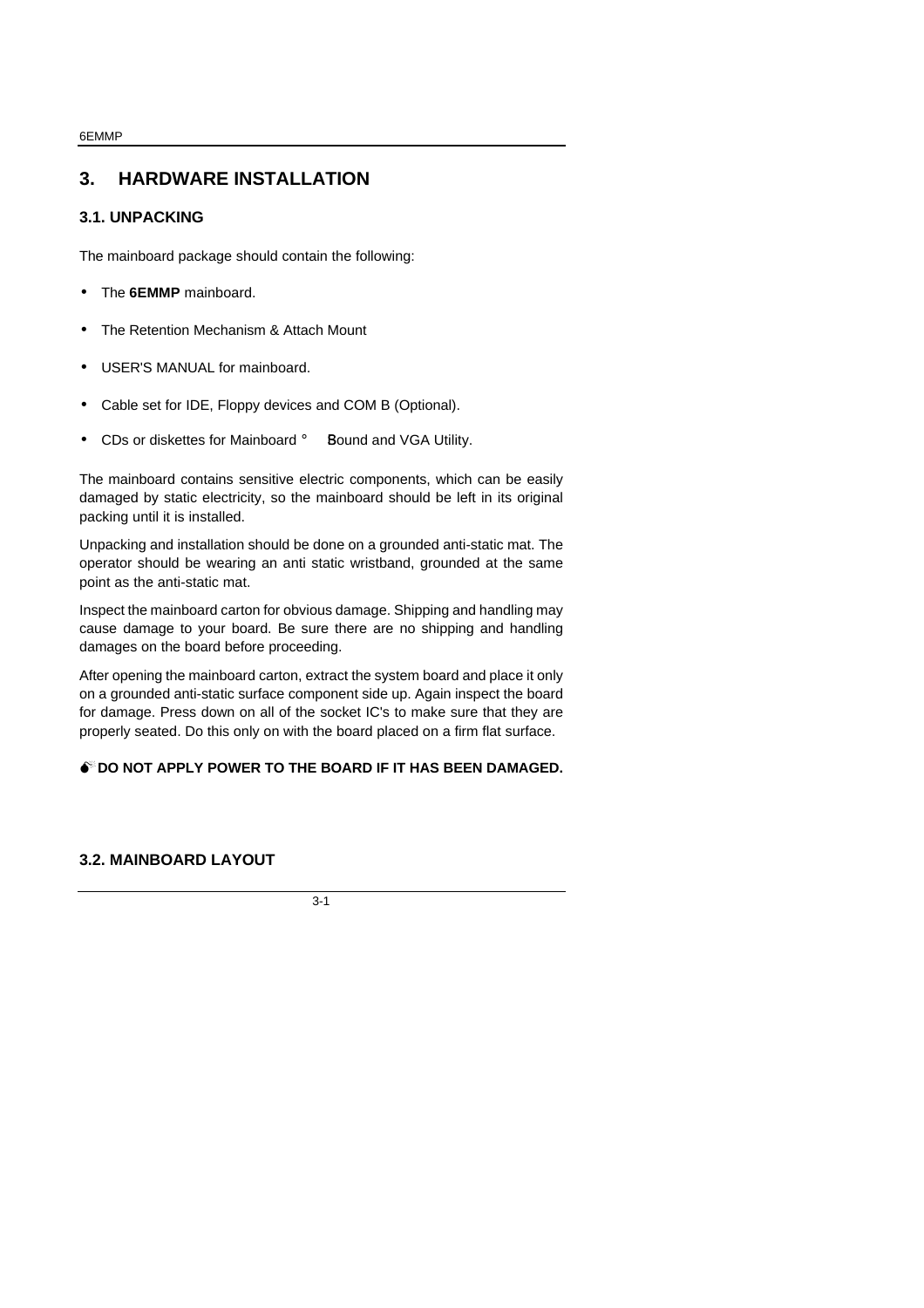# 3. HARDWARE INSTALLATION

## 3.1. UNPACKING

The mainboard package should contain the following:

- The **6EMMP** mainboard.
- The Retention Mechanism & Attach Mount
- USER'S MANUAL for mainboard.
- Cable set for IDE, Floppy devices and COM B (Optional).
- CDs or diskettes for Mainboard ° Sound and VGA Utility.

The mainboard contains sensitive electric components, which can be easily damaged by static electricity, so the mainboard should be left in its original packing until it is installed.

Unpacking and installation should be done on a grounded anti-static mat. The operator should be wearing an anti static wristband, grounded at the same point as the anti-static mat.

Inspect the mainboard carton for obvious damage. Shipping and handling may cause damage to your board. Be sure there are no shipping and handling damages on the board before proceeding.

After opening the mainboard carton, extract the system board and place it only on a grounded anti-static surface component side up. Again inspect the board for damage. Press down on all of the socket IC's to make sure that they are properly seated. Do this only on with the board placed on a firm flat surface.

**DO NOT APPLY POWER TO THE BOARD IF IT HAS BEEN DAMAGED.**

## 3.2. MAINBOARD LAYOUT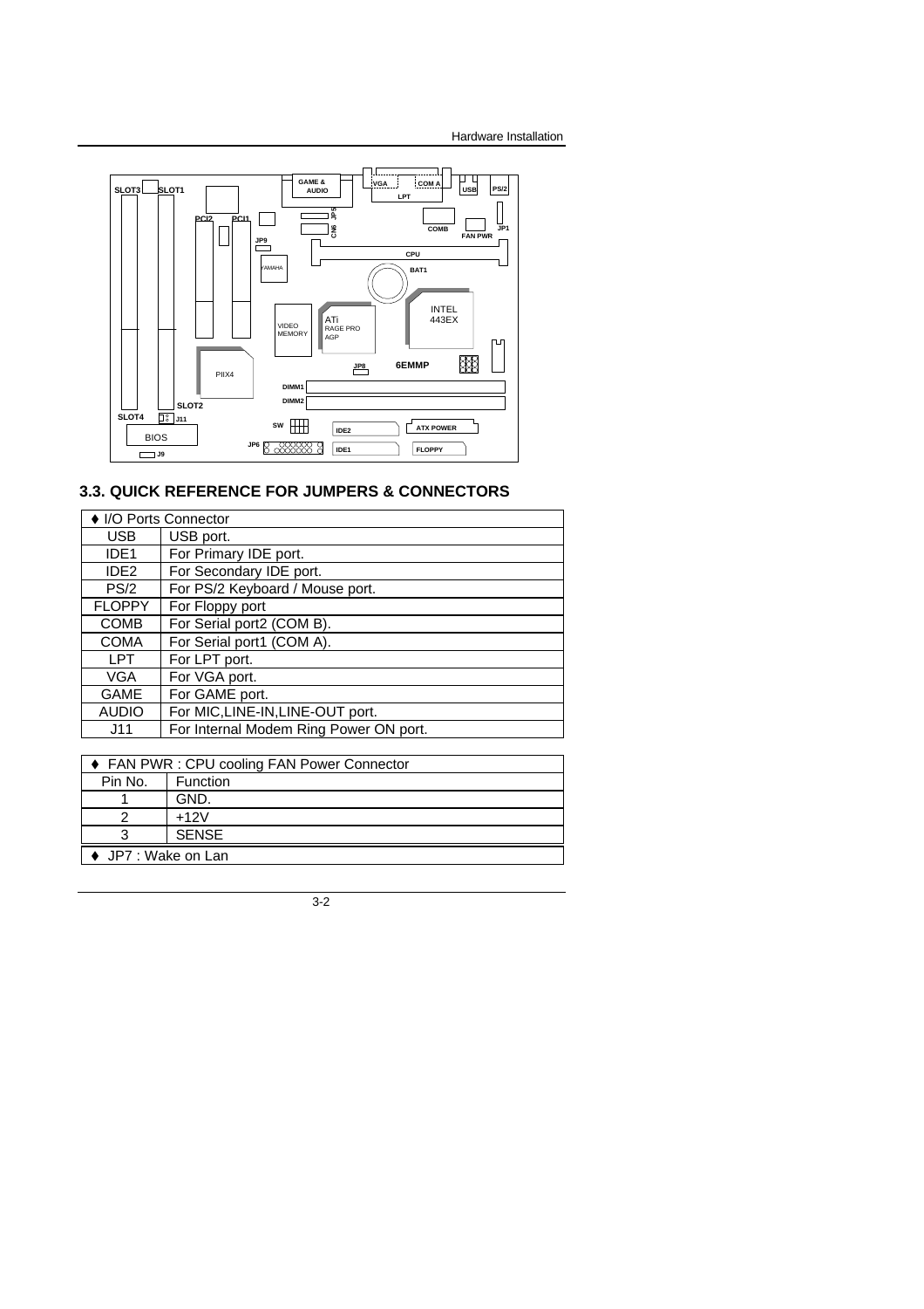## 3.3. QUICK REFERENCE FOR JUMPERS & CONNECTORS

| ♦ I/O Ports Connector | |
|---|---|
| USB | USB port. |
| IDE1 | For Primary IDE port. |
| IDE2 | For Secondary IDE port. |
| PS/2 | For PS/2 Keyboard / Mouse port. |
| FLOPPY | For Floppy port |
| COMB | For Serial port2 (COM B). |
| COMA | For Serial port1 (COM A). |
| LPT | For LPT port. |
| VGA | For VGA port. |
| GAME | For GAME port. |
| AUDIO | For MIC,LINE-IN,LINE-OUT port. |
| J11 | For Internal Modem Ring Power ON port. |

| ♦ FAN PWR : CPU cooling FAN Power Connector | |
|---|---|
| Pin No. | Function |
| 1 | GND. |
| 2 | +12V |
| 3 | SENSE |

♦ JP7 : Wake on Lan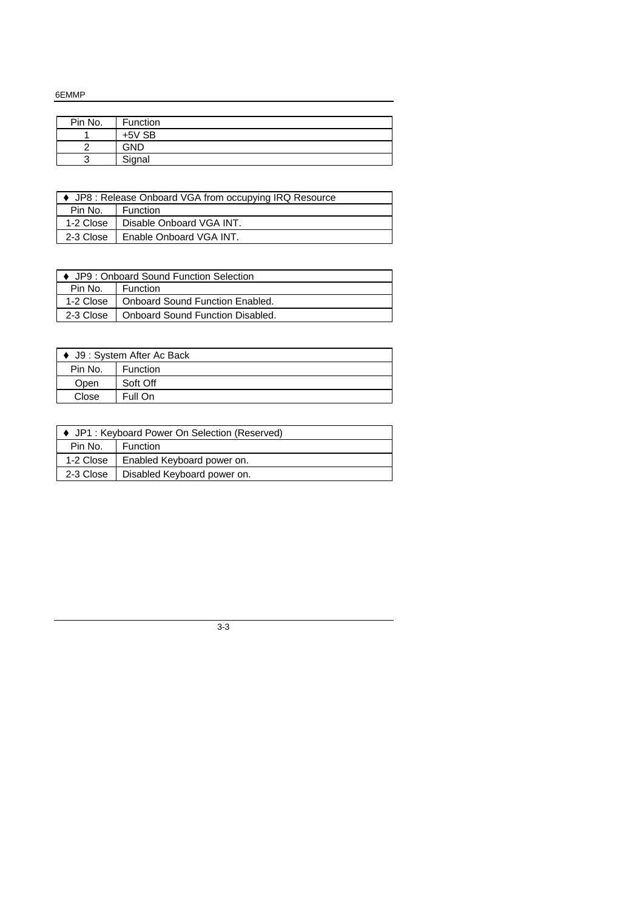| Pin No. | Function |
|---|---|
| 1 | +5V SB |
| 2 | GND |
| 3 | Signal |

| ♦ JP8 : Release Onboard VGA from occupying IRQ Resource | |
|---|---|
| Pin No. | Function |
| 1-2 Close | Disable Onboard VGA INT. |
| 2-3 Close | Enable Onboard VGA INT. |

| ♦ JP9 : Onboard Sound Function Selection | |
|---|---|
| Pin No. | Function |
| 1-2 Close | Onboard Sound Function Enabled. |
| 2-3 Close | Onboard Sound Function Disabled. |

| ♦ J9 : System After Ac Back | |
|---|---|
| Pin No. | Function |
| Open | Soft Off |
| Close | Full On |

| ♦ JP1 : Keyboard Power On Selection (Reserved) | |
|---|---|
| Pin No. | Function |
| 1-2 Close | Enabled Keyboard power on. |
| 2-3 Close | Disabled Keyboard power on. |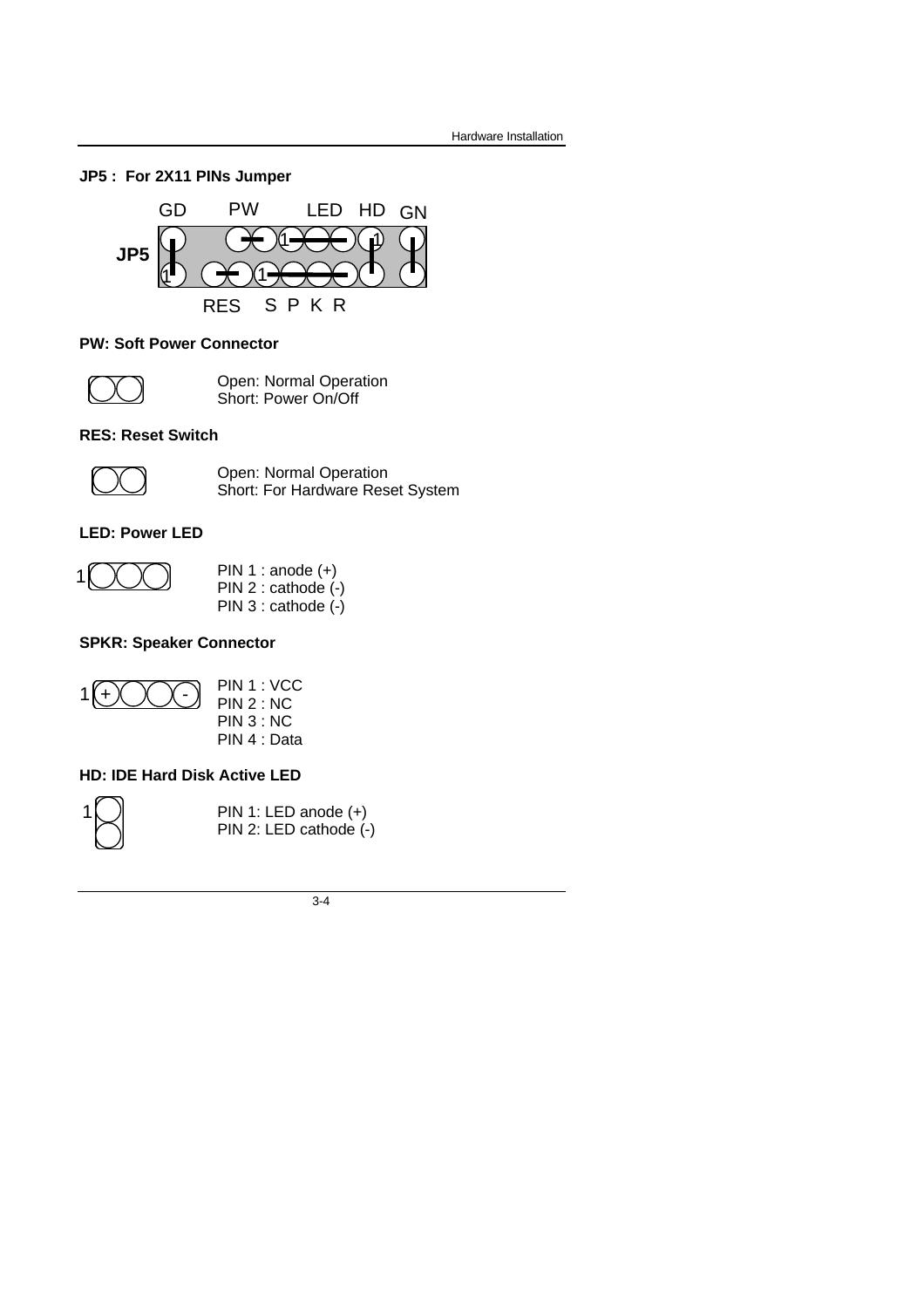## JP5 : For 2X11 PINs Jumper

GD PW LED HD GN

JP5

RES S P K R

### PW: Soft Power Connector

Open: Normal Operation
Short: Power On/Off

### RES: Reset Switch

Open: Normal Operation
Short: For Hardware Reset System

### LED: Power LED

PIN 1 : anode (+)
PIN 2 : cathode (-)
PIN 3 : cathode (-)

### SPKR: Speaker Connector

PIN 1 : VCC
PIN 2 : NC
PIN 3 : NC
PIN 4 : Data

### HD: IDE Hard Disk Active LED

PIN 1: LED anode (+)
PIN 2: LED cathode (-)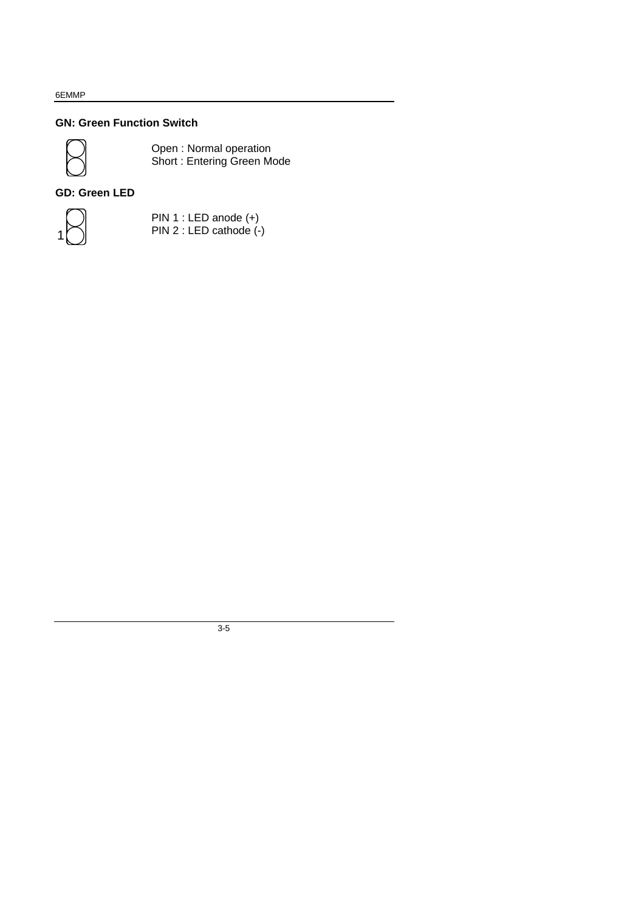**GN: Green Function Switch**

Open : Normal operation
Short : Entering Green Mode

**GD: Green LED**

1

PIN 1 : LED anode (+)
PIN 2 : LED cathode (-)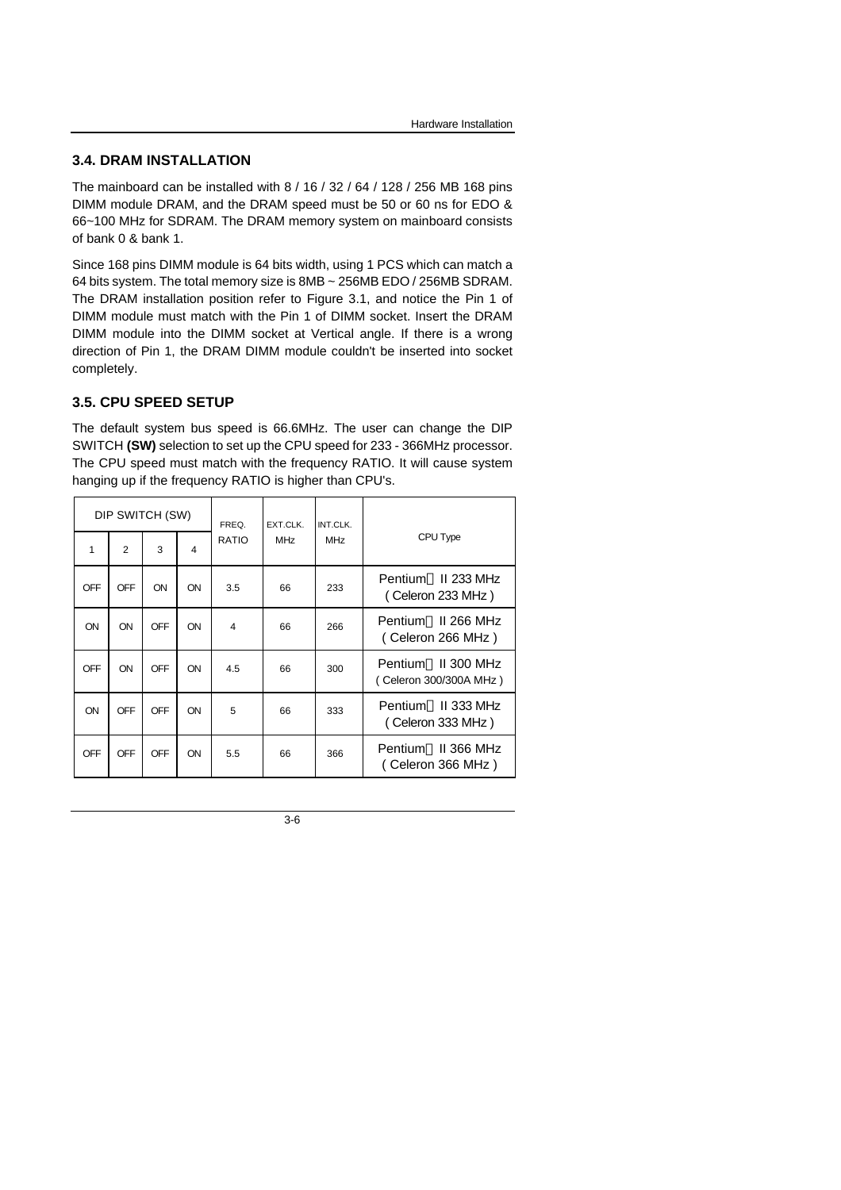## 3.4. DRAM INSTALLATION

The mainboard can be installed with 8 / 16 / 32 / 64 / 128 / 256 MB 168 pins DIMM module DRAM, and the DRAM speed must be 50 or 60 ns for EDO & 66~100 MHz for SDRAM. The DRAM memory system on mainboard consists of bank 0 & bank 1.

Since 168 pins DIMM module is 64 bits width, using 1 PCS which can match a 64 bits system. The total memory size is 8MB ~ 256MB EDO / 256MB SDRAM. The DRAM installation position refer to Figure 3.1, and notice the Pin 1 of DIMM module must match with the Pin 1 of DIMM socket. Insert the DRAM DIMM module into the DIMM socket at Vertical angle. If there is a wrong direction of Pin 1, the DRAM DIMM module couldn't be inserted into socket completely.

## 3.5. CPU SPEED SETUP

The default system bus speed is 66.6MHz. The user can change the DIP SWITCH **(SW)** selection to set up the CPU speed for 233 - 366MHz processor. The CPU speed must match with the frequency RATIO. It will cause system hanging up if the frequency RATIO is higher than CPU's.

| DIP SWITCH (SW) | | | | FREQ. RATIO | EXT.CLK. MHz | INT.CLK. MHz | CPU Type |
|---|---|---|---|---|---|---|---|
| 1 | 2 | 3 | 4 | | | | |
| OFF | OFF | ON | ON | 3.5 | 66 | 233 | Pentium II 233 MHz ( Celeron 233 MHz ) |
| ON | ON | OFF | ON | 4 | 66 | 266 | Pentium II 266 MHz ( Celeron 266 MHz ) |
| OFF | ON | OFF | ON | 4.5 | 66 | 300 | Pentium II 300 MHz ( Celeron 300/300A MHz ) |
| ON | OFF | OFF | ON | 5 | 66 | 333 | Pentium II 333 MHz ( Celeron 333 MHz ) |
| OFF | OFF | OFF | ON | 5.5 | 66 | 366 | Pentium II 366 MHz ( Celeron 366 MHz ) |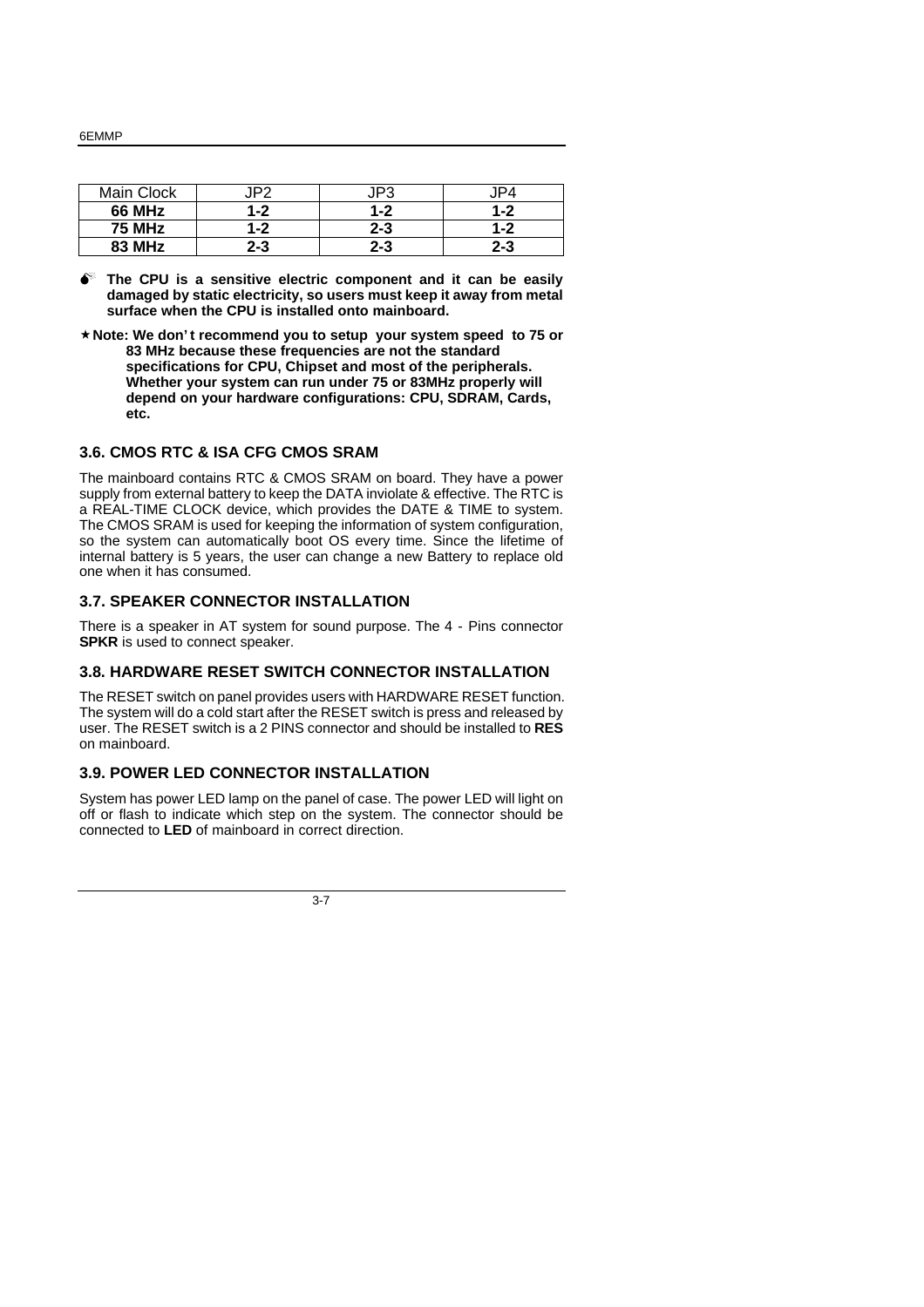| Main Clock | JP2 | JP3 | JP4 |
|---|---|---|---|
| **66 MHz** | **1-2** | **1-2** | **1-2** |
| **75 MHz** | **1-2** | **2-3** | **1-2** |
| **83 MHz** | **2-3** | **2-3** | **2-3** |

- **The CPU is a sensitive electric component and it can be easily damaged by static electricity, so users must keep it away from metal surface when the CPU is installed onto mainboard.**

★ **Note: We don't recommend you to setup your system speed to 75 or 83 MHz because these frequencies are not the standard specifications for CPU, Chipset and most of the peripherals. Whether your system can run under 75 or 83MHz properly will depend on your hardware configurations: CPU, SDRAM, Cards, etc.**

### 3.6. CMOS RTC & ISA CFG CMOS SRAM

The mainboard contains RTC & CMOS SRAM on board. They have a power supply from external battery to keep the DATA inviolate & effective. The RTC is a REAL-TIME CLOCK device, which provides the DATE & TIME to system. The CMOS SRAM is used for keeping the information of system configuration, so the system can automatically boot OS every time. Since the lifetime of internal battery is 5 years, the user can change a new Battery to replace old one when it has consumed.

### 3.7. SPEAKER CONNECTOR INSTALLATION

There is a speaker in AT system for sound purpose. The 4 - Pins connector **SPKR** is used to connect speaker.

### 3.8. HARDWARE RESET SWITCH CONNECTOR INSTALLATION

The RESET switch on panel provides users with HARDWARE RESET function. The system will do a cold start after the RESET switch is press and released by user. The RESET switch is a 2 PINS connector and should be installed to **RES** on mainboard.

### 3.9. POWER LED CONNECTOR INSTALLATION

System has power LED lamp on the panel of case. The power LED will light on off or flash to indicate which step on the system. The connector should be connected to **LED** of mainboard in correct direction.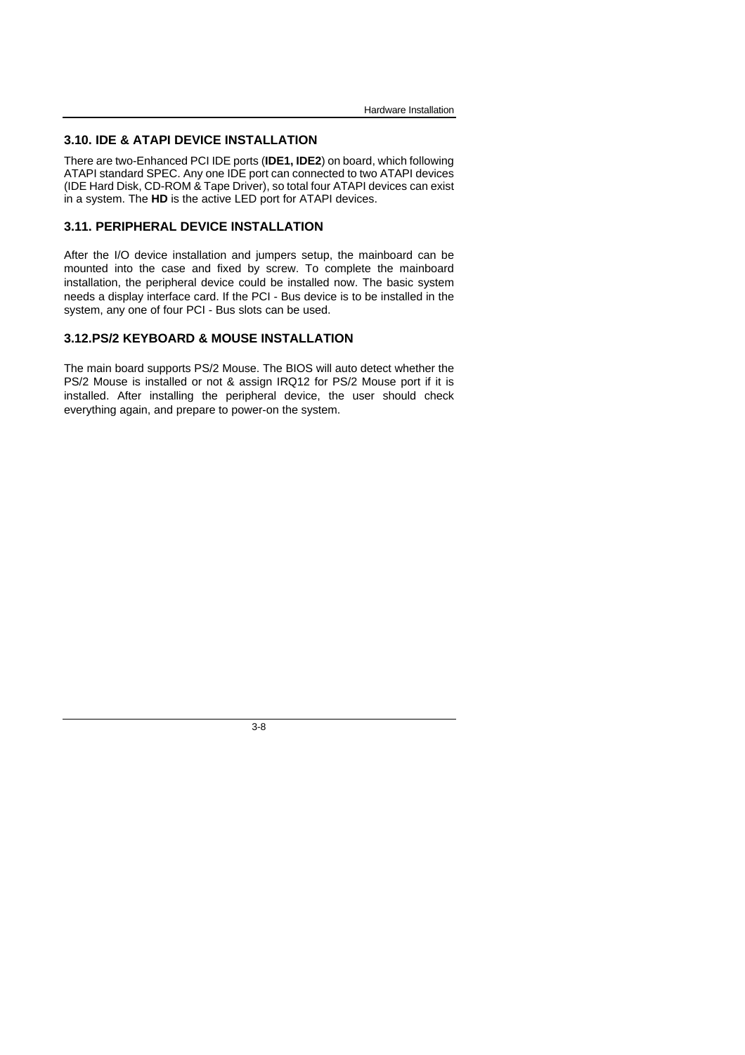## 3.10. IDE & ATAPI DEVICE INSTALLATION

There are two-Enhanced PCI IDE ports (**IDE1, IDE2**) on board, which following ATAPI standard SPEC. Any one IDE port can connected to two ATAPI devices (IDE Hard Disk, CD-ROM & Tape Driver), so total four ATAPI devices can exist in a system. The **HD** is the active LED port for ATAPI devices.

## 3.11. PERIPHERAL DEVICE INSTALLATION

After the I/O device installation and jumpers setup, the mainboard can be mounted into the case and fixed by screw. To complete the mainboard installation, the peripheral device could be installed now. The basic system needs a display interface card. If the PCI - Bus device is to be installed in the system, any one of four PCI - Bus slots can be used.

## 3.12.PS/2 KEYBOARD & MOUSE INSTALLATION

The main board supports PS/2 Mouse. The BIOS will auto detect whether the PS/2 Mouse is installed or not & assign IRQ12 for PS/2 Mouse port if it is installed. After installing the peripheral device, the user should check everything again, and prepare to power-on the system.